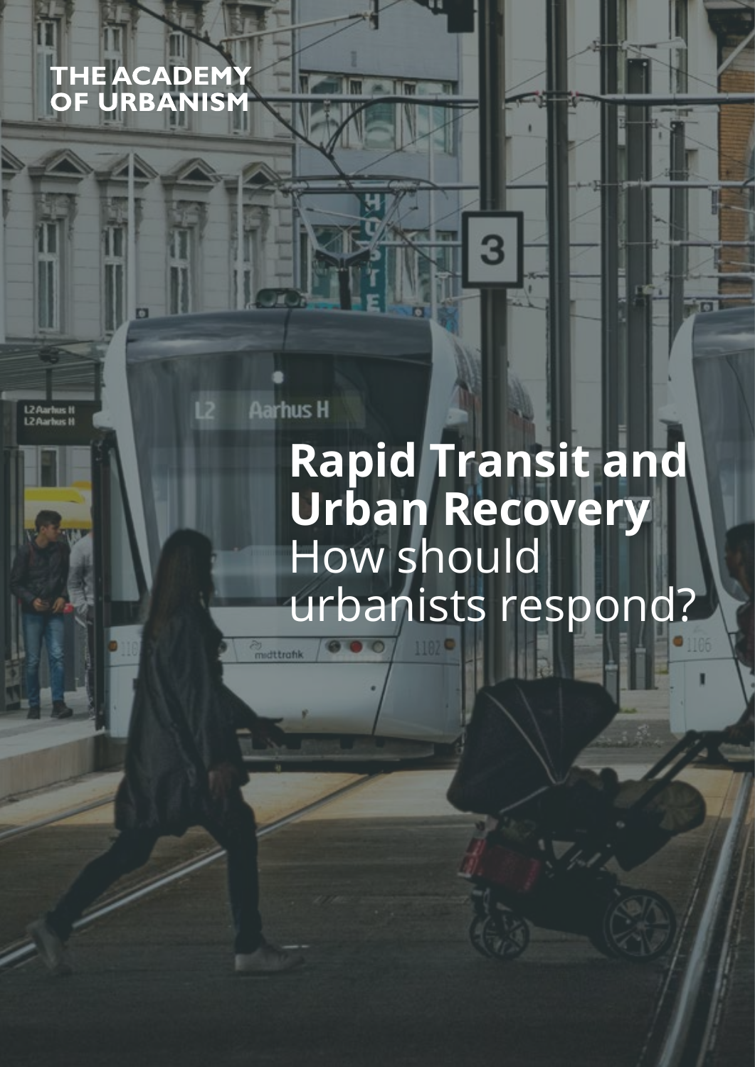THE ACADEMY OF URBANISM

# Rapid Transit and Urban Recovery

How should urbanists respond?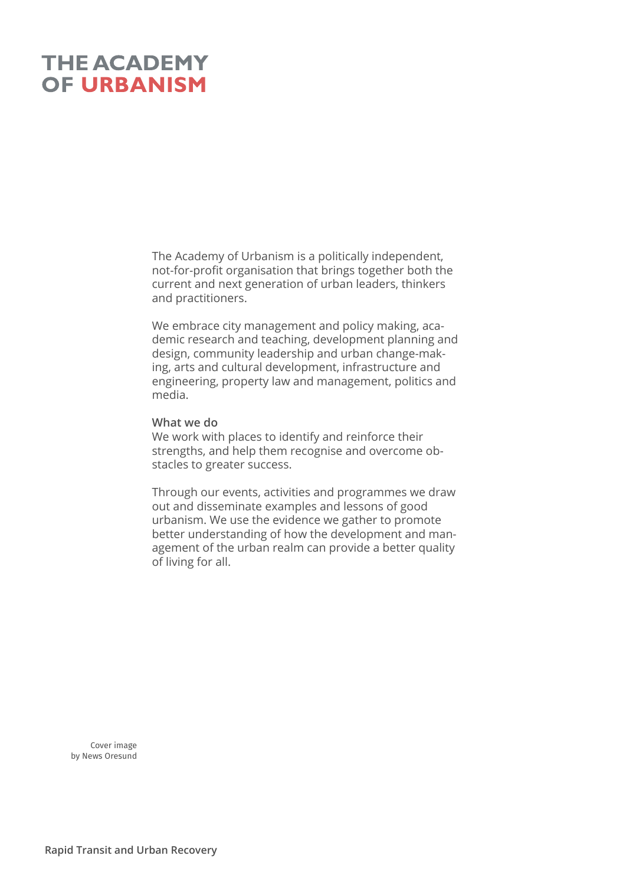# THE ACADEMY OF URBANISM

The Academy of Urbanism is a politically independent, not-for-profit organisation that brings together both the current and next generation of urban leaders, thinkers and practitioners.

We embrace city management and policy making, academic research and teaching, development planning and design, community leadership and urban change-making, arts and cultural development, infrastructure and engineering, property law and management, politics and media.

**What we do**
We work with places to identify and reinforce their strengths, and help them recognise and overcome obstacles to greater success.

Through our events, activities and programmes we draw out and disseminate examples and lessons of good urbanism. We use the evidence we gather to promote better understanding of how the development and management of the urban realm can provide a better quality of living for all.

Cover image
by News Oresund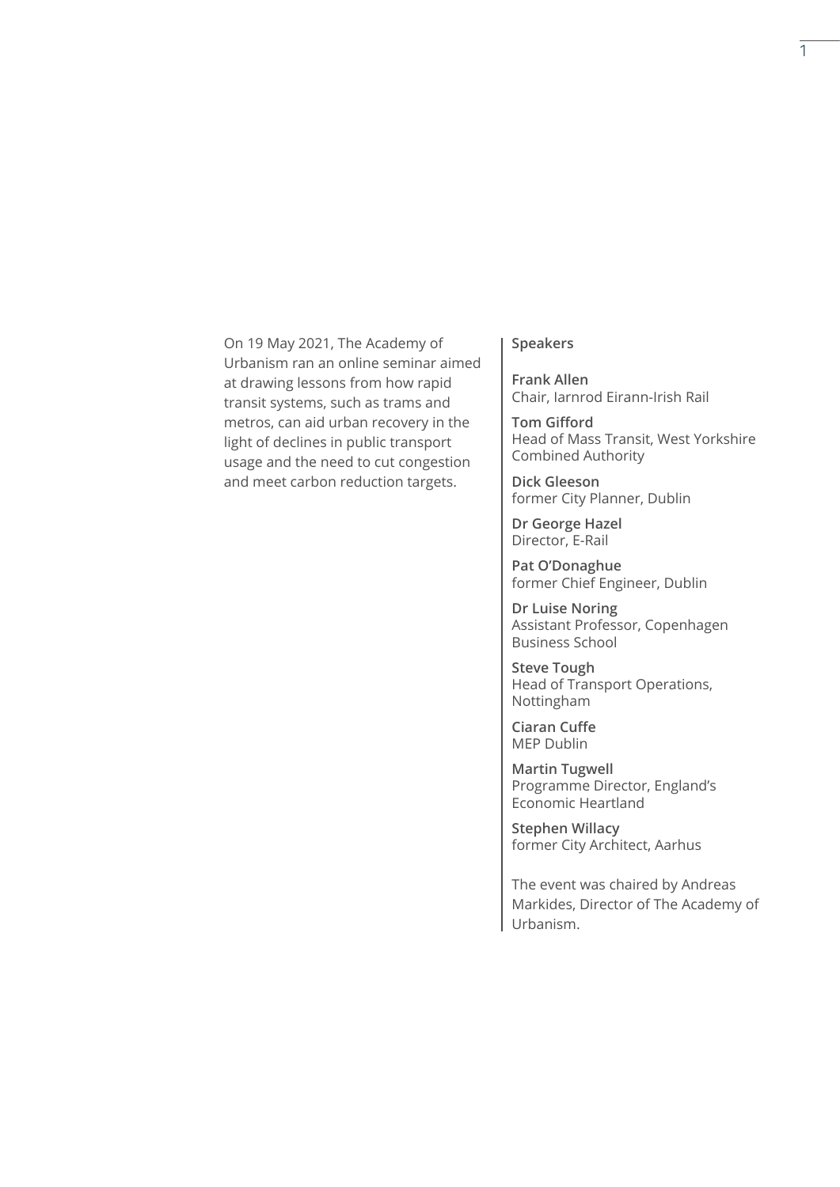On 19 May 2021, The Academy of Urbanism ran an online seminar aimed at drawing lessons from how rapid transit systems, such as trams and metros, can aid urban recovery in the light of declines in public transport usage and the need to cut congestion and meet carbon reduction targets.

**Speakers**

**Frank Allen**
Chair, Iarnrod Eirann-Irish Rail

**Tom Gifford**
Head of Mass Transit, West Yorkshire Combined Authority

**Dick Gleeson**
former City Planner, Dublin

**Dr George Hazel**
Director, E-Rail

**Pat O'Donaghue**
former Chief Engineer, Dublin

**Dr Luise Noring**
Assistant Professor, Copenhagen Business School

**Steve Tough**
Head of Transport Operations, Nottingham

**Ciaran Cuffe**
MEP Dublin

**Martin Tugwell**
Programme Director, England's Economic Heartland

**Stephen Willacy**
former City Architect, Aarhus

The event was chaired by Andreas Markides, Director of The Academy of Urbanism.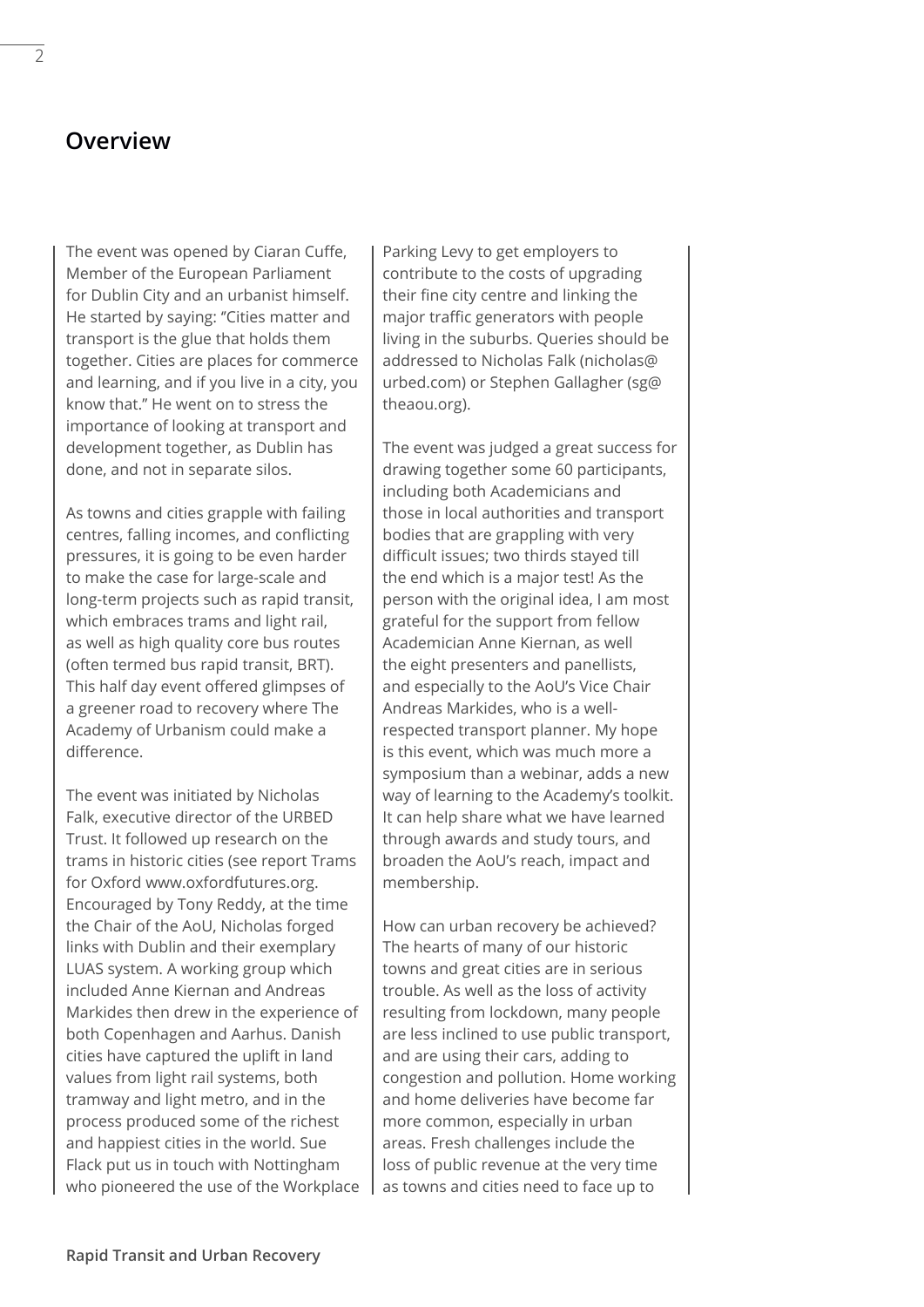## Overview

The event was opened by Ciaran Cuffe, Member of the European Parliament for Dublin City and an urbanist himself. He started by saying: "Cities matter and transport is the glue that holds them together. Cities are places for commerce and learning, and if you live in a city, you know that." He went on to stress the importance of looking at transport and development together, as Dublin has done, and not in separate silos.

As towns and cities grapple with failing centres, falling incomes, and conflicting pressures, it is going to be even harder to make the case for large-scale and long-term projects such as rapid transit, which embraces trams and light rail, as well as high quality core bus routes (often termed bus rapid transit, BRT). This half day event offered glimpses of a greener road to recovery where The Academy of Urbanism could make a difference.

The event was initiated by Nicholas Falk, executive director of the URBED Trust. It followed up research on the trams in historic cities (see report Trams for Oxford www.oxfordfutures.org. Encouraged by Tony Reddy, at the time the Chair of the AoU, Nicholas forged links with Dublin and their exemplary LUAS system. A working group which included Anne Kiernan and Andreas Markides then drew in the experience of both Copenhagen and Aarhus. Danish cities have captured the uplift in land values from light rail systems, both tramway and light metro, and in the process produced some of the richest and happiest cities in the world. Sue Flack put us in touch with Nottingham who pioneered the use of the Workplace Parking Levy to get employers to contribute to the costs of upgrading their fine city centre and linking the major traffic generators with people living in the suburbs. Queries should be addressed to Nicholas Falk (nicholas@urbed.com) or Stephen Gallagher (sg@theaou.org).

The event was judged a great success for drawing together some 60 participants, including both Academicians and those in local authorities and transport bodies that are grappling with very difficult issues; two thirds stayed till the end which is a major test! As the person with the original idea, I am most grateful for the support from fellow Academician Anne Kiernan, as well the eight presenters and panellists, and especially to the AoU's Vice Chair Andreas Markides, who is a well-respected transport planner. My hope is this event, which was much more a symposium than a webinar, adds a new way of learning to the Academy's toolkit. It can help share what we have learned through awards and study tours, and broaden the AoU's reach, impact and membership.

How can urban recovery be achieved? The hearts of many of our historic towns and great cities are in serious trouble. As well as the loss of activity resulting from lockdown, many people are less inclined to use public transport, and are using their cars, adding to congestion and pollution. Home working and home deliveries have become far more common, especially in urban areas. Fresh challenges include the loss of public revenue at the very time as towns and cities need to face up to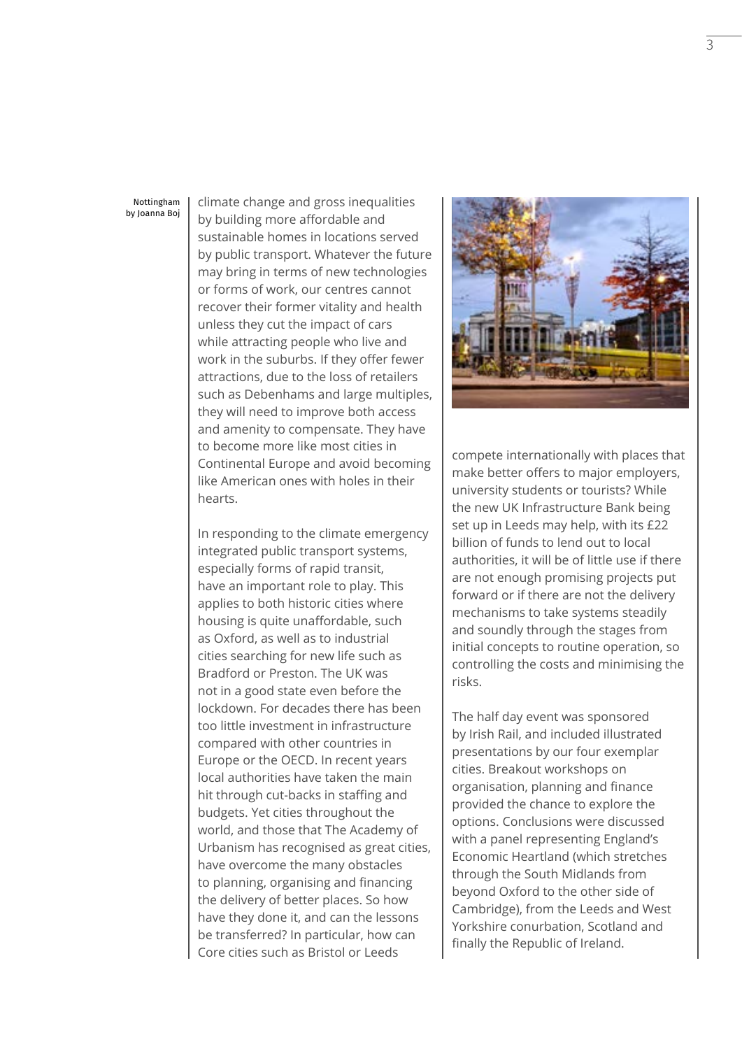Nottingham by Joanna Boj

climate change and gross inequalities by building more affordable and sustainable homes in locations served by public transport. Whatever the future may bring in terms of new technologies or forms of work, our centres cannot recover their former vitality and health unless they cut the impact of cars while attracting people who live and work in the suburbs. If they offer fewer attractions, due to the loss of retailers such as Debenhams and large multiples, they will need to improve both access and amenity to compensate. They have to become more like most cities in Continental Europe and avoid becoming like American ones with holes in their hearts.

In responding to the climate emergency integrated public transport systems, especially forms of rapid transit, have an important role to play. This applies to both historic cities where housing is quite unaffordable, such as Oxford, as well as to industrial cities searching for new life such as Bradford or Preston. The UK was not in a good state even before the lockdown. For decades there has been too little investment in infrastructure compared with other countries in Europe or the OECD. In recent years local authorities have taken the main hit through cut-backs in staffing and budgets. Yet cities throughout the world, and those that The Academy of Urbanism has recognised as great cities, have overcome the many obstacles to planning, organising and financing the delivery of better places. So how have they done it, and can the lessons be transferred? In particular, how can Core cities such as Bristol or Leeds compete internationally with places that make better offers to major employers, university students or tourists? While the new UK Infrastructure Bank being set up in Leeds may help, with its £22 billion of funds to lend out to local authorities, it will be of little use if there are not enough promising projects put forward or if there are not the delivery mechanisms to take systems steadily and soundly through the stages from initial concepts to routine operation, so controlling the costs and minimising the risks.

The half day event was sponsored by Irish Rail, and included illustrated presentations by our four exemplar cities. Breakout workshops on organisation, planning and finance provided the chance to explore the options. Conclusions were discussed with a panel representing England's Economic Heartland (which stretches through the South Midlands from beyond Oxford to the other side of Cambridge), from the Leeds and West Yorkshire conurbation, Scotland and finally the Republic of Ireland.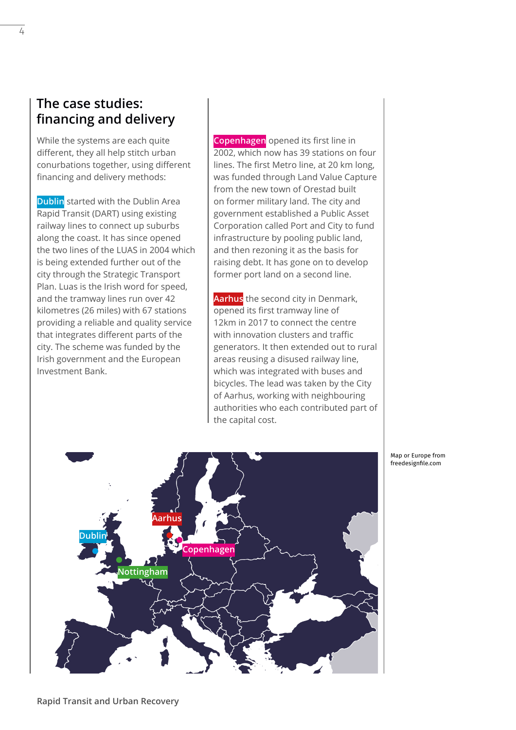## The case studies: financing and delivery

While the systems are each quite different, they all help stitch urban conurbations together, using different financing and delivery methods:

**Dublin** started with the Dublin Area Rapid Transit (DART) using existing railway lines to connect up suburbs along the coast. It has since opened the two lines of the LUAS in 2004 which is being extended further out of the city through the Strategic Transport Plan. Luas is the Irish word for speed, and the tramway lines run over 42 kilometres (26 miles) with 67 stations providing a reliable and quality service that integrates different parts of the city. The scheme was funded by the Irish government and the European Investment Bank.

**Copenhagen** opened its first line in 2002, which now has 39 stations on four lines. The first Metro line, at 20 km long, was funded through Land Value Capture from the new town of Orestad built on former military land. The city and government established a Public Asset Corporation called Port and City to fund infrastructure by pooling public land, and then rezoning it as the basis for raising debt. It has gone on to develop former port land on a second line.

**Aarhus** the second city in Denmark, opened its first tramway line of 12km in 2017 to connect the centre with innovation clusters and traffic generators. It then extended out to rural areas reusing a disused railway line, which was integrated with buses and bicycles. The lead was taken by the City of Aarhus, working with neighbouring authorities who each contributed part of the capital cost.

Aarhus
Dublin
Copenhagen
Nottingham

Map or Europe from freedesignfile.com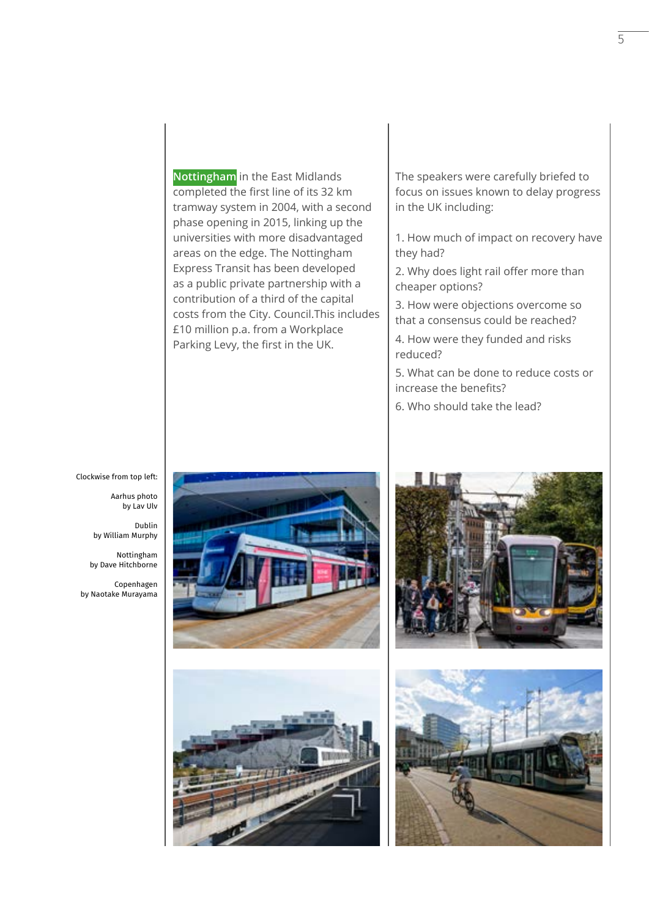Nottingham in the East Midlands completed the first line of its 32 km tramway system in 2004, with a second phase opening in 2015, linking up the universities with more disadvantaged areas on the edge. The Nottingham Express Transit has been developed as a public private partnership with a contribution of a third of the capital costs from the City. Council.This includes £10 million p.a. from a Workplace Parking Levy, the first in the UK.

The speakers were carefully briefed to focus on issues known to delay progress in the UK including:

1. How much of impact on recovery have they had?
2. Why does light rail offer more than cheaper options?
3. How were objections overcome so that a consensus could be reached?
4. How were they funded and risks reduced?
5. What can be done to reduce costs or increase the benefits?
6. Who should take the lead?

Clockwise from top left:

Aarhus photo by Lav Ulv

Dublin by William Murphy

Nottingham by Dave Hitchborne

Copenhagen by Naotake Murayama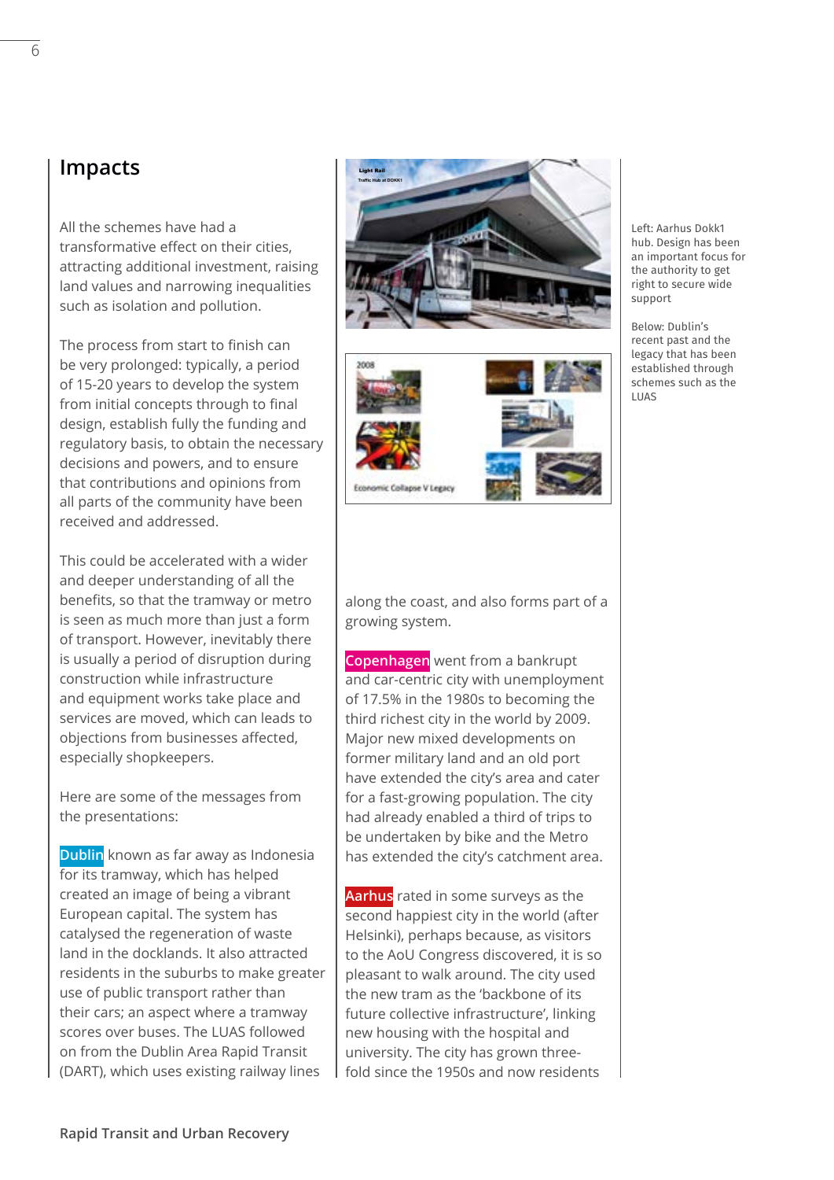## Impacts

All the schemes have had a transformative effect on their cities, attracting additional investment, raising land values and narrowing inequalities such as isolation and pollution.

The process from start to finish can be very prolonged: typically, a period of 15-20 years to develop the system from initial concepts through to final design, establish fully the funding and regulatory basis, to obtain the necessary decisions and powers, and to ensure that contributions and opinions from all parts of the community have been received and addressed.

This could be accelerated with a wider and deeper understanding of all the benefits, so that the tramway or metro is seen as much more than just a form of transport. However, inevitably there is usually a period of disruption during construction while infrastructure and equipment works take place and services are moved, which can leads to objections from businesses affected, especially shopkeepers.

Here are some of the messages from the presentations:

**Dublin** known as far away as Indonesia for its tramway, which has helped created an image of being a vibrant European capital. The system has catalysed the regeneration of waste land in the docklands. It also attracted residents in the suburbs to make greater use of public transport rather than their cars; an aspect where a tramway scores over buses. The LUAS followed on from the Dublin Area Rapid Transit (DART), which uses existing railway lines along the coast, and also forms part of a growing system.

**Copenhagen** went from a bankrupt and car-centric city with unemployment of 17.5% in the 1980s to becoming the third richest city in the world by 2009. Major new mixed developments on former military land and an old port have extended the city's area and cater for a fast-growing population. The city had already enabled a third of trips to be undertaken by bike and the Metro has extended the city's catchment area.

**Aarhus** rated in some surveys as the second happiest city in the world (after Helsinki), perhaps because, as visitors to the AoU Congress discovered, it is so pleasant to walk around. The city used the new tram as the 'backbone of its future collective infrastructure', linking new housing with the hospital and university. The city has grown three-fold since the 1950s and now residents

Left: Aarhus Dokk1 hub. Design has been an important focus for the authority to get right to secure wide support

Below: Dublin's recent past and the legacy that has been established through schemes such as the LUAS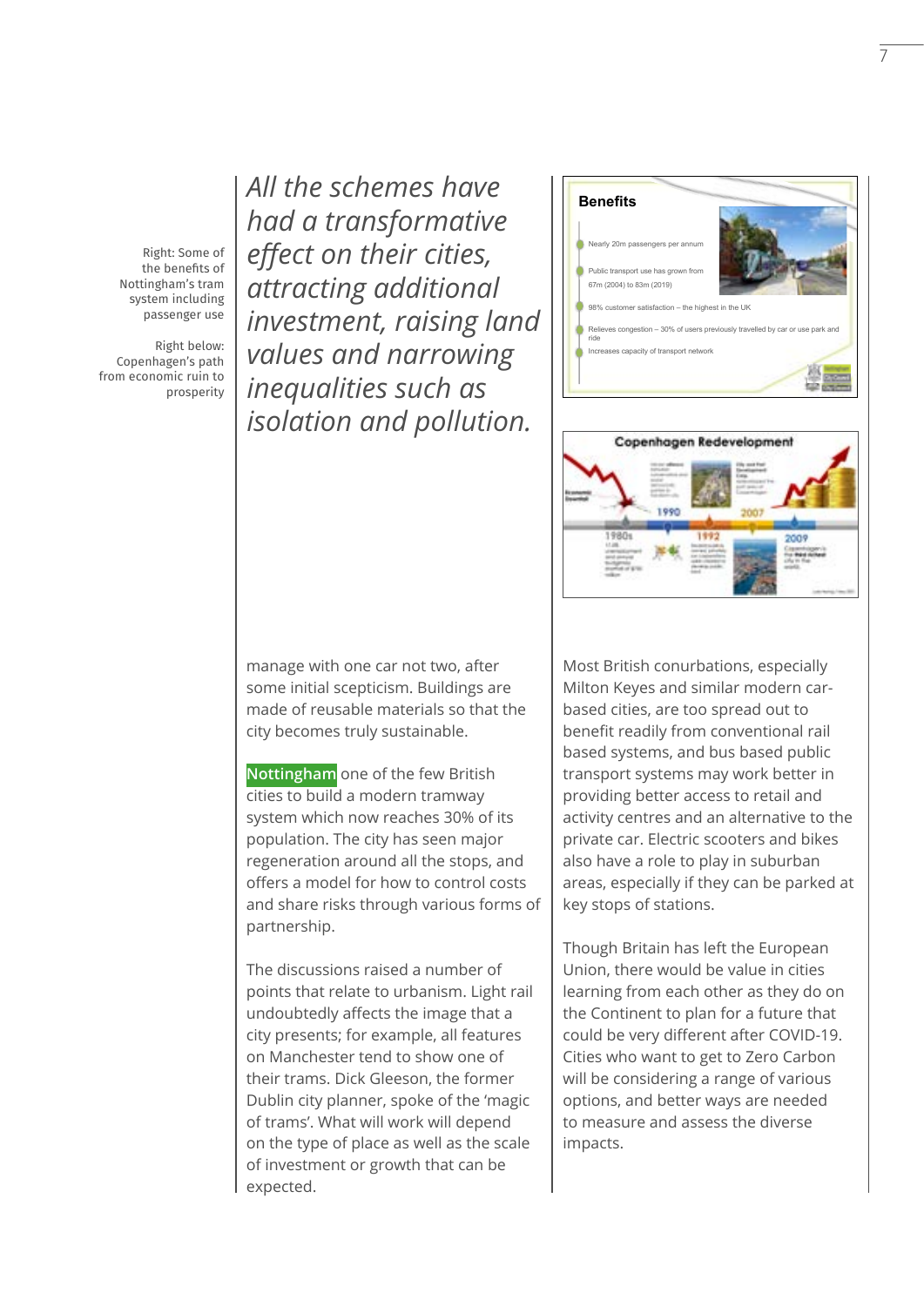Right: Some of the benefits of Nottingham's tram system including passenger use

Right below: Copenhagen's path from economic ruin to prosperity

*All the schemes have had a transformative effect on their cities, attracting additional investment, raising land values and narrowing inequalities such as isolation and pollution.*

**Benefits**

- Nearly 20m passengers per annum
- Public transport use has grown from 67m (2004) to 83m (2019)
- 98% customer satisfaction – the highest in the UK
- Relieves congestion – 30% of users previously travelled by car or use park and ride
- Increases capacity of transport network

**Copenhagen Redevelopment**

1980s
1990
1992
2007
2009

manage with one car not two, after some initial scepticism. Buildings are made of reusable materials so that the city becomes truly sustainable.

**Nottingham** one of the few British cities to build a modern tramway system which now reaches 30% of its population. The city has seen major regeneration around all the stops, and offers a model for how to control costs and share risks through various forms of partnership.

The discussions raised a number of points that relate to urbanism. Light rail undoubtedly affects the image that a city presents; for example, all features on Manchester tend to show one of their trams. Dick Gleeson, the former Dublin city planner, spoke of the 'magic of trams'. What will work will depend on the type of place as well as the scale of investment or growth that can be expected.

Most British conurbations, especially Milton Keynes and similar modern car-based cities, are too spread out to benefit readily from conventional rail based systems, and bus based public transport systems may work better in providing better access to retail and activity centres and an alternative to the private car. Electric scooters and bikes also have a role to play in suburban areas, especially if they can be parked at key stops of stations.

Though Britain has left the European Union, there would be value in cities learning from each other as they do on the Continent to plan for a future that could be very different after COVID-19. Cities who want to get to Zero Carbon will be considering a range of various options, and better ways are needed to measure and assess the diverse impacts.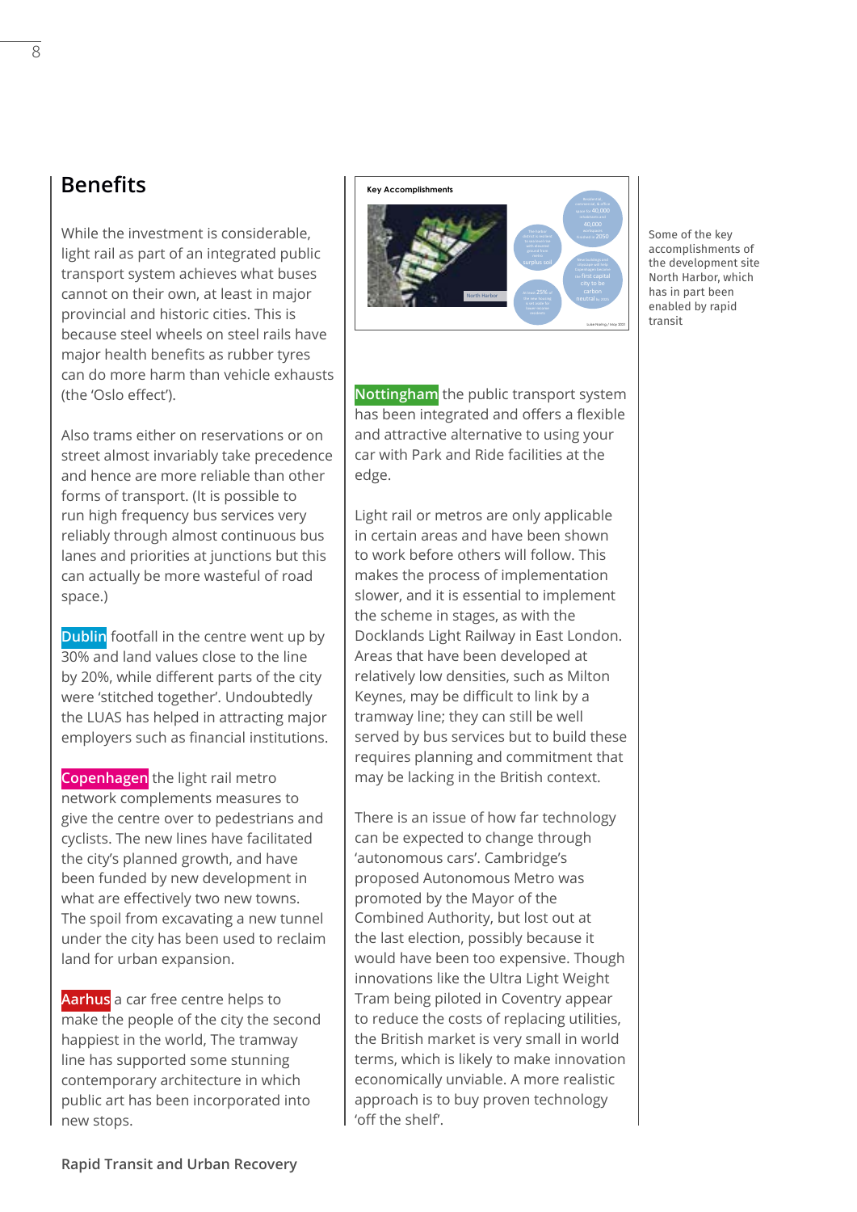## Benefits

While the investment is considerable, light rail as part of an integrated public transport system achieves what buses cannot on their own, at least in major provincial and historic cities. This is because steel wheels on steel rails have major health benefits as rubber tyres can do more harm than vehicle exhausts (the 'Oslo effect').

Also trams either on reservations or on street almost invariably take precedence and hence are more reliable than other forms of transport. (It is possible to run high frequency bus services very reliably through almost continuous bus lanes and priorities at junctions but this can actually be more wasteful of road space.)

**Dublin** footfall in the centre went up by 30% and land values close to the line by 20%, while different parts of the city were 'stitched together'. Undoubtedly the LUAS has helped in attracting major employers such as financial institutions.

**Copenhagen** the light rail metro network complements measures to give the centre over to pedestrians and cyclists. The new lines have facilitated the city's planned growth, and have been funded by new development in what are effectively two new towns. The spoil from excavating a new tunnel under the city has been used to reclaim land for urban expansion.

**Aarhus** a car free centre helps to make the people of the city the second happiest in the world, The tramway line has supported some stunning contemporary architecture in which public art has been incorporated into new stops.

Key Accomplishments

North Harbor

Some of the key accomplishments of the development site North Harbor, which has in part been enabled by rapid transit

**Nottingham** the public transport system has been integrated and offers a flexible and attractive alternative to using your car with Park and Ride facilities at the edge.

Light rail or metros are only applicable in certain areas and have been shown to work before others will follow. This makes the process of implementation slower, and it is essential to implement the scheme in stages, as with the Docklands Light Railway in East London. Areas that have been developed at relatively low densities, such as Milton Keynes, may be difficult to link by a tramway line; they can still be well served by bus services but to build these requires planning and commitment that may be lacking in the British context.

There is an issue of how far technology can be expected to change through 'autonomous cars'. Cambridge's proposed Autonomous Metro was promoted by the Mayor of the Combined Authority, but lost out at the last election, possibly because it would have been too expensive. Though innovations like the Ultra Light Weight Tram being piloted in Coventry appear to reduce the costs of replacing utilities, the British market is very small in world terms, which is likely to make innovation economically unviable. A more realistic approach is to buy proven technology 'off the shelf'.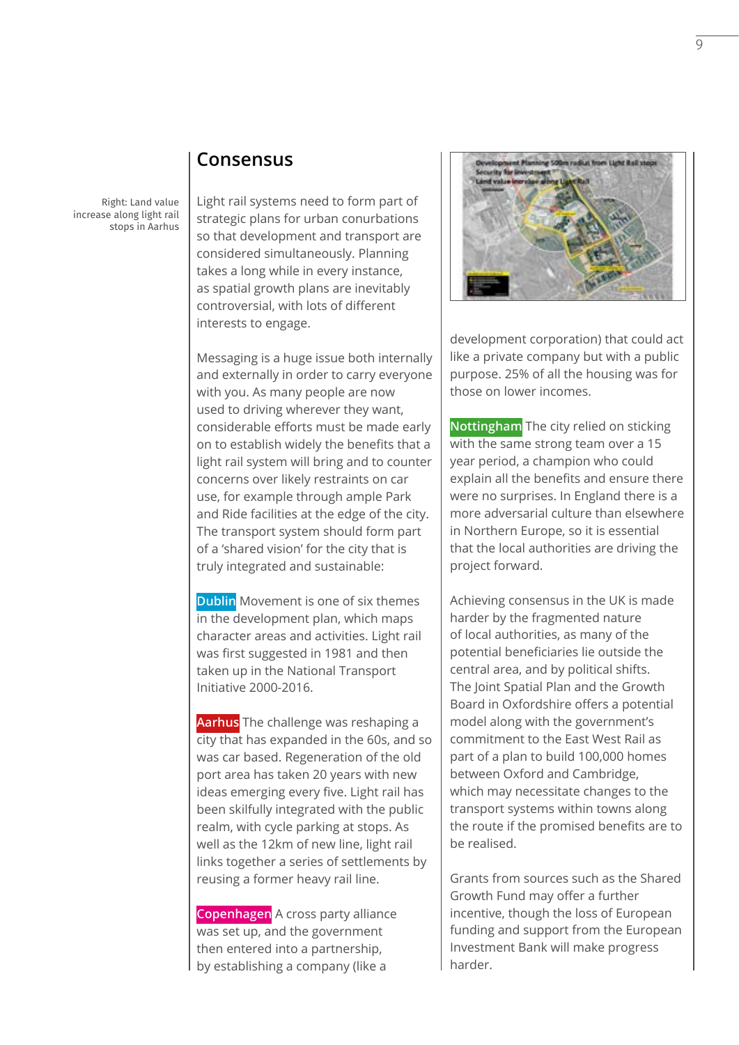## Consensus

Right: Land value increase along light rail stops in Aarhus

Light rail systems need to form part of strategic plans for urban conurbations so that development and transport are considered simultaneously. Planning takes a long while in every instance, as spatial growth plans are inevitably controversial, with lots of different interests to engage.

Messaging is a huge issue both internally and externally in order to carry everyone with you. As many people are now used to driving wherever they want, considerable efforts must be made early on to establish widely the benefits that a light rail system will bring and to counter concerns over likely restraints on car use, for example through ample Park and Ride facilities at the edge of the city. The transport system should form part of a 'shared vision' for the city that is truly integrated and sustainable:

**Dublin** Movement is one of six themes in the development plan, which maps character areas and activities. Light rail was first suggested in 1981 and then taken up in the National Transport Initiative 2000-2016.

**Aarhus** The challenge was reshaping a city that has expanded in the 60s, and so was car based. Regeneration of the old port area has taken 20 years with new ideas emerging every five. Light rail has been skilfully integrated with the public realm, with cycle parking at stops. As well as the 12km of new line, light rail links together a series of settlements by reusing a former heavy rail line.

**Copenhagen** A cross party alliance was set up, and the government then entered into a partnership, by establishing a company (like a development corporation) that could act like a private company but with a public purpose. 25% of all the housing was for those on lower incomes.

**Nottingham** The city relied on sticking with the same strong team over a 15 year period, a champion who could explain all the benefits and ensure there were no surprises. In England there is a more adversarial culture than elsewhere in Northern Europe, so it is essential that the local authorities are driving the project forward.

Achieving consensus in the UK is made harder by the fragmented nature of local authorities, as many of the potential beneficiaries lie outside the central area, and by political shifts. The Joint Spatial Plan and the Growth Board in Oxfordshire offers a potential model along with the government's commitment to the East West Rail as part of a plan to build 100,000 homes between Oxford and Cambridge, which may necessitate changes to the transport systems within towns along the route if the promised benefits are to be realised.

Grants from sources such as the Shared Growth Fund may offer a further incentive, though the loss of European funding and support from the European Investment Bank will make progress harder.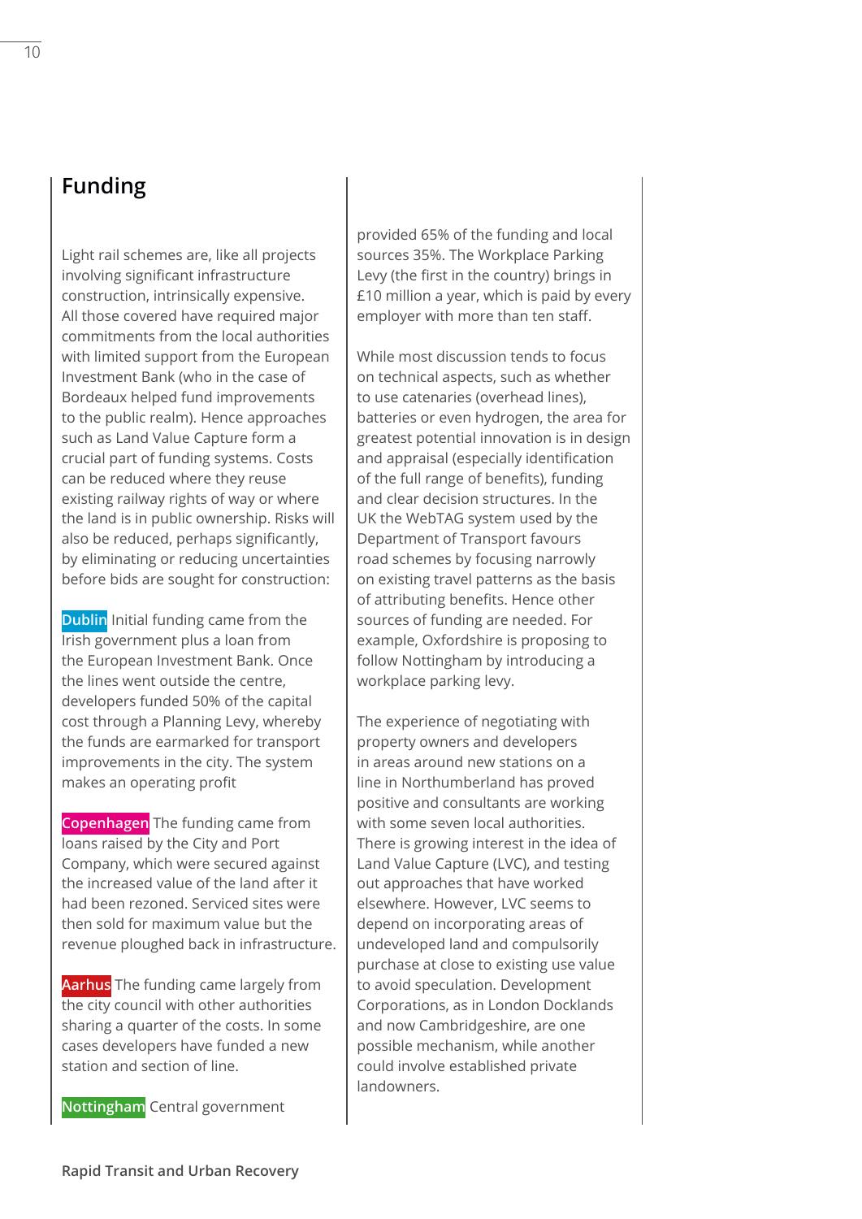## Funding

Light rail schemes are, like all projects involving significant infrastructure construction, intrinsically expensive. All those covered have required major commitments from the local authorities with limited support from the European Investment Bank (who in the case of Bordeaux helped fund improvements to the public realm). Hence approaches such as Land Value Capture form a crucial part of funding systems. Costs can be reduced where they reuse existing railway rights of way or where the land is in public ownership. Risks will also be reduced, perhaps significantly, by eliminating or reducing uncertainties before bids are sought for construction:

**Dublin** Initial funding came from the Irish government plus a loan from the European Investment Bank. Once the lines went outside the centre, developers funded 50% of the capital cost through a Planning Levy, whereby the funds are earmarked for transport improvements in the city. The system makes an operating profit

**Copenhagen** The funding came from loans raised by the City and Port Company, which were secured against the increased value of the land after it had been rezoned. Serviced sites were then sold for maximum value but the revenue ploughed back in infrastructure.

**Aarhus** The funding came largely from the city council with other authorities sharing a quarter of the costs. In some cases developers have funded a new station and section of line.

**Nottingham** Central government provided 65% of the funding and local sources 35%. The Workplace Parking Levy (the first in the country) brings in £10 million a year, which is paid by every employer with more than ten staff.

While most discussion tends to focus on technical aspects, such as whether to use catenaries (overhead lines), batteries or even hydrogen, the area for greatest potential innovation is in design and appraisal (especially identification of the full range of benefits), funding and clear decision structures. In the UK the WebTAG system used by the Department of Transport favours road schemes by focusing narrowly on existing travel patterns as the basis of attributing benefits. Hence other sources of funding are needed. For example, Oxfordshire is proposing to follow Nottingham by introducing a workplace parking levy.

The experience of negotiating with property owners and developers in areas around new stations on a line in Northumberland has proved positive and consultants are working with some seven local authorities. There is growing interest in the idea of Land Value Capture (LVC), and testing out approaches that have worked elsewhere. However, LVC seems to depend on incorporating areas of undeveloped land and compulsorily purchase at close to existing use value to avoid speculation. Development Corporations, as in London Docklands and now Cambridgeshire, are one possible mechanism, while another could involve established private landowners.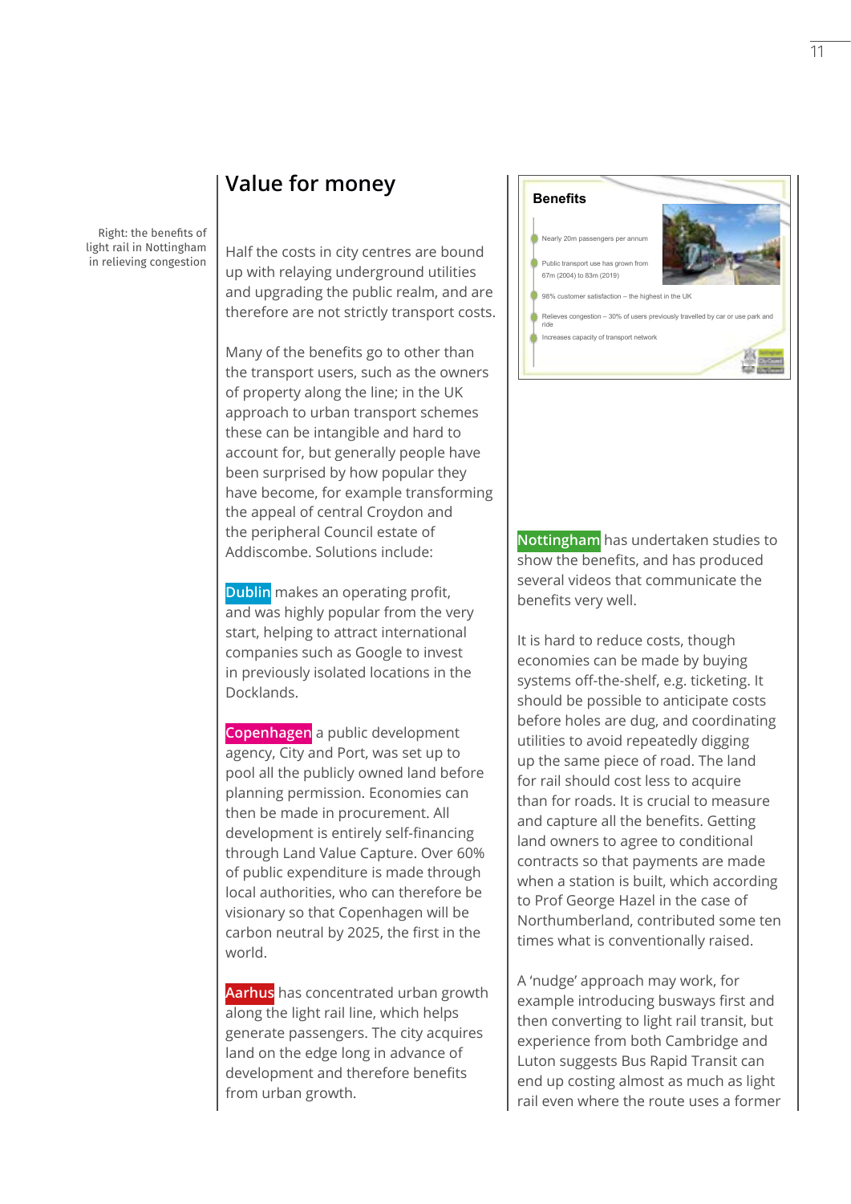## Value for money

Right: the benefits of light rail in Nottingham in relieving congestion

Half the costs in city centres are bound up with relaying underground utilities and upgrading the public realm, and are therefore are not strictly transport costs.

Many of the benefits go to other than the transport users, such as the owners of property along the line; in the UK approach to urban transport schemes these can be intangible and hard to account for, but generally people have been surprised by how popular they have become, for example transforming the appeal of central Croydon and the peripheral Council estate of Addiscombe. Solutions include:

**Dublin** makes an operating profit, and was highly popular from the very start, helping to attract international companies such as Google to invest in previously isolated locations in the Docklands.

**Copenhagen** a public development agency, City and Port, was set up to pool all the publicly owned land before planning permission. Economies can then be made in procurement. All development is entirely self-financing through Land Value Capture. Over 60% of public expenditure is made through local authorities, who can therefore be visionary so that Copenhagen will be carbon neutral by 2025, the first in the world.

**Aarhus** has concentrated urban growth along the light rail line, which helps generate passengers. The city acquires land on the edge long in advance of development and therefore benefits from urban growth.

**Benefits**

- Nearly 20m passengers per annum
- Public transport use has grown from 67m (2004) to 83m (2019)
- 98% customer satisfaction – the highest in the UK
- Relieves congestion – 30% of users previously travelled by car or use park and ride
- Increases capacity of transport network

**Nottingham** has undertaken studies to show the benefits, and has produced several videos that communicate the benefits very well.

It is hard to reduce costs, though economies can be made by buying systems off-the-shelf, e.g. ticketing. It should be possible to anticipate costs before holes are dug, and coordinating utilities to avoid repeatedly digging up the same piece of road. The land for rail should cost less to acquire than for roads. It is crucial to measure and capture all the benefits. Getting land owners to agree to conditional contracts so that payments are made when a station is built, which according to Prof George Hazel in the case of Northumberland, contributed some ten times what is conventionally raised.

A 'nudge' approach may work, for example introducing busways first and then converting to light rail transit, but experience from both Cambridge and Luton suggests Bus Rapid Transit can end up costing almost as much as light rail even where the route uses a former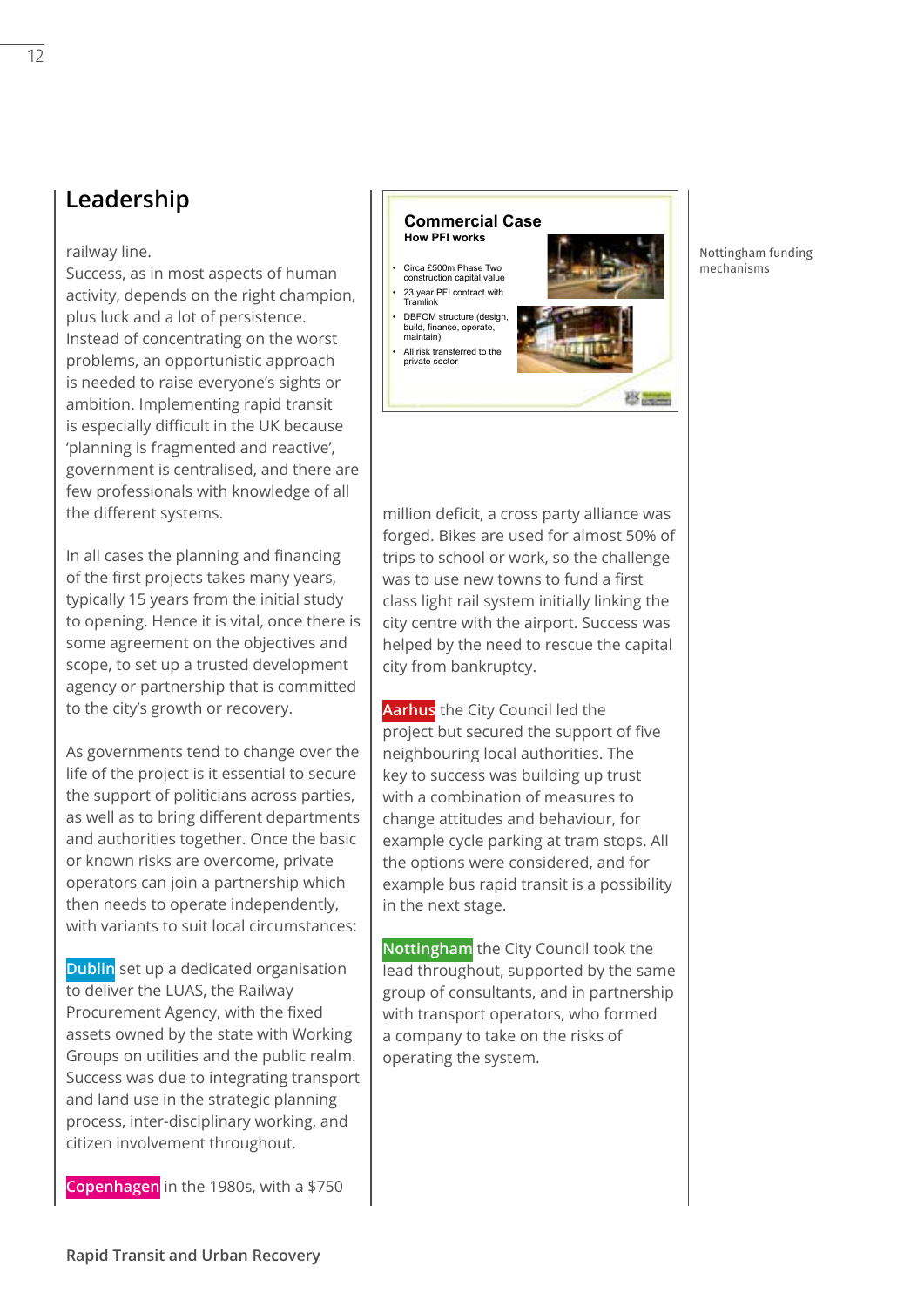## Leadership

railway line.
Success, as in most aspects of human activity, depends on the right champion, plus luck and a lot of persistence. Instead of concentrating on the worst problems, an opportunistic approach is needed to raise everyone's sights or ambition. Implementing rapid transit is especially difficult in the UK because 'planning is fragmented and reactive', government is centralised, and there are few professionals with knowledge of all the different systems.

In all cases the planning and financing of the first projects takes many years, typically 15 years from the initial study to opening. Hence it is vital, once there is some agreement on the objectives and scope, to set up a trusted development agency or partnership that is committed to the city's growth or recovery.

As governments tend to change over the life of the project is it essential to secure the support of politicians across parties, as well as to bring different departments and authorities together. Once the basic or known risks are overcome, private operators can join a partnership which then needs to operate independently, with variants to suit local circumstances:

**Dublin** set up a dedicated organisation to deliver the LUAS, the Railway Procurement Agency, with the fixed assets owned by the state with Working Groups on utilities and the public realm. Success was due to integrating transport and land use in the strategic planning process, inter-disciplinary working, and citizen involvement throughout.

**Copenhagen** in the 1980s, with a $750 million deficit, a cross party alliance was forged. Bikes are used for almost 50% of trips to school or work, so the challenge was to use new towns to fund a first class light rail system initially linking the city centre with the airport. Success was helped by the need to rescue the capital city from bankruptcy.

**Aarhus** the City Council led the project but secured the support of five neighbouring local authorities. The key to success was building up trust with a combination of measures to change attitudes and behaviour, for example cycle parking at tram stops. All the options were considered, and for example bus rapid transit is a possibility in the next stage.

**Nottingham** the City Council took the lead throughout, supported by the same group of consultants, and in partnership with transport operators, who formed a company to take on the risks of operating the system.

**Commercial Case**
**How PFI works**

- Circa £500m Phase Two construction capital value
- 23 year PFI contract with Tramlink
- DBFOM structure (design, build, finance, operate, maintain)
- All risk transferred to the private sector

Nottingham funding mechanisms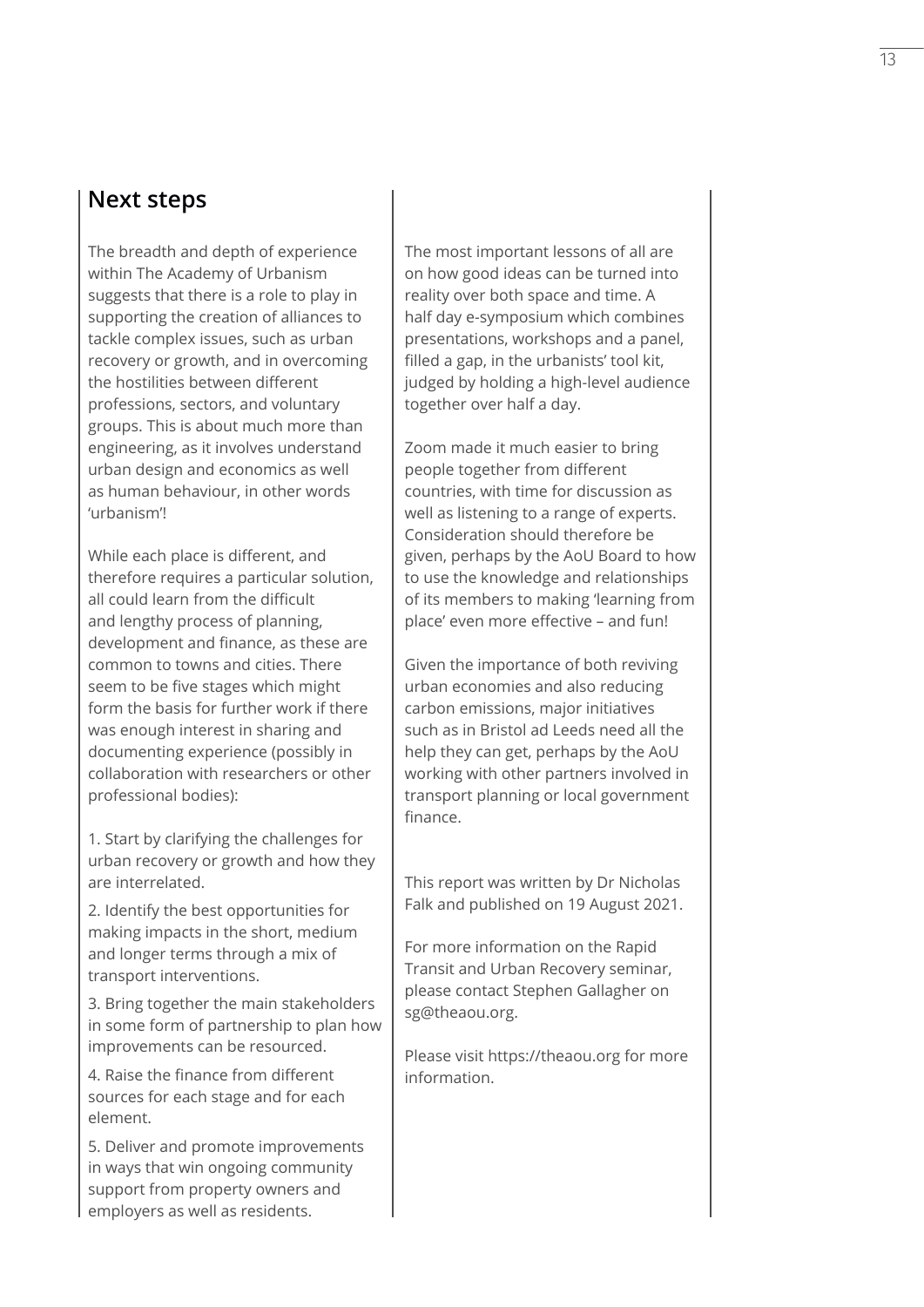## Next steps

The breadth and depth of experience within The Academy of Urbanism suggests that there is a role to play in supporting the creation of alliances to tackle complex issues, such as urban recovery or growth, and in overcoming the hostilities between different professions, sectors, and voluntary groups. This is about much more than engineering, as it involves understand urban design and economics as well as human behaviour, in other words 'urbanism'!

While each place is different, and therefore requires a particular solution, all could learn from the difficult and lengthy process of planning, development and finance, as these are common to towns and cities. There seem to be five stages which might form the basis for further work if there was enough interest in sharing and documenting experience (possibly in collaboration with researchers or other professional bodies):

1. Start by clarifying the challenges for urban recovery or growth and how they are interrelated.
2. Identify the best opportunities for making impacts in the short, medium and longer terms through a mix of transport interventions.
3. Bring together the main stakeholders in some form of partnership to plan how improvements can be resourced.
4. Raise the finance from different sources for each stage and for each element.
5. Deliver and promote improvements in ways that win ongoing community support from property owners and employers as well as residents.

The most important lessons of all are on how good ideas can be turned into reality over both space and time. A half day e-symposium which combines presentations, workshops and a panel, filled a gap, in the urbanists' tool kit, judged by holding a high-level audience together over half a day.

Zoom made it much easier to bring people together from different countries, with time for discussion as well as listening to a range of experts. Consideration should therefore be given, perhaps by the AoU Board to how to use the knowledge and relationships of its members to making 'learning from place' even more effective – and fun!

Given the importance of both reviving urban economies and also reducing carbon emissions, major initiatives such as in Bristol ad Leeds need all the help they can get, perhaps by the AoU working with other partners involved in transport planning or local government finance.

This report was written by Dr Nicholas Falk and published on 19 August 2021.

For more information on the Rapid Transit and Urban Recovery seminar, please contact Stephen Gallagher on sg@theaou.org.

Please visit https://theaou.org for more information.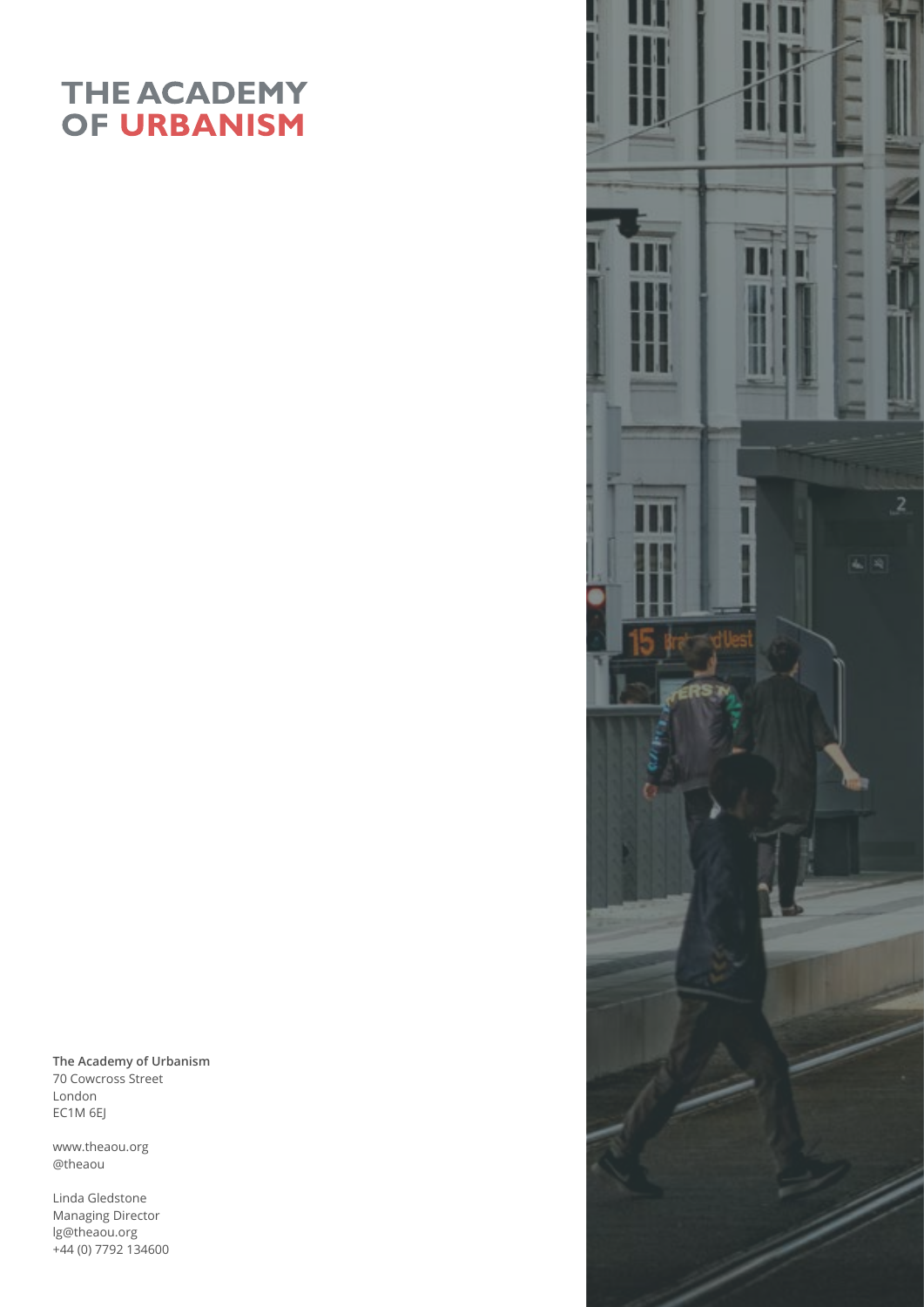# THE ACADEMY OF URBANISM

**The Academy of Urbanism**
70 Cowcross Street
London
EC1M 6EJ

www.theaou.org
@theaou

Linda Gledstone
Managing Director
lg@theaou.org
+44 (0) 7792 134600